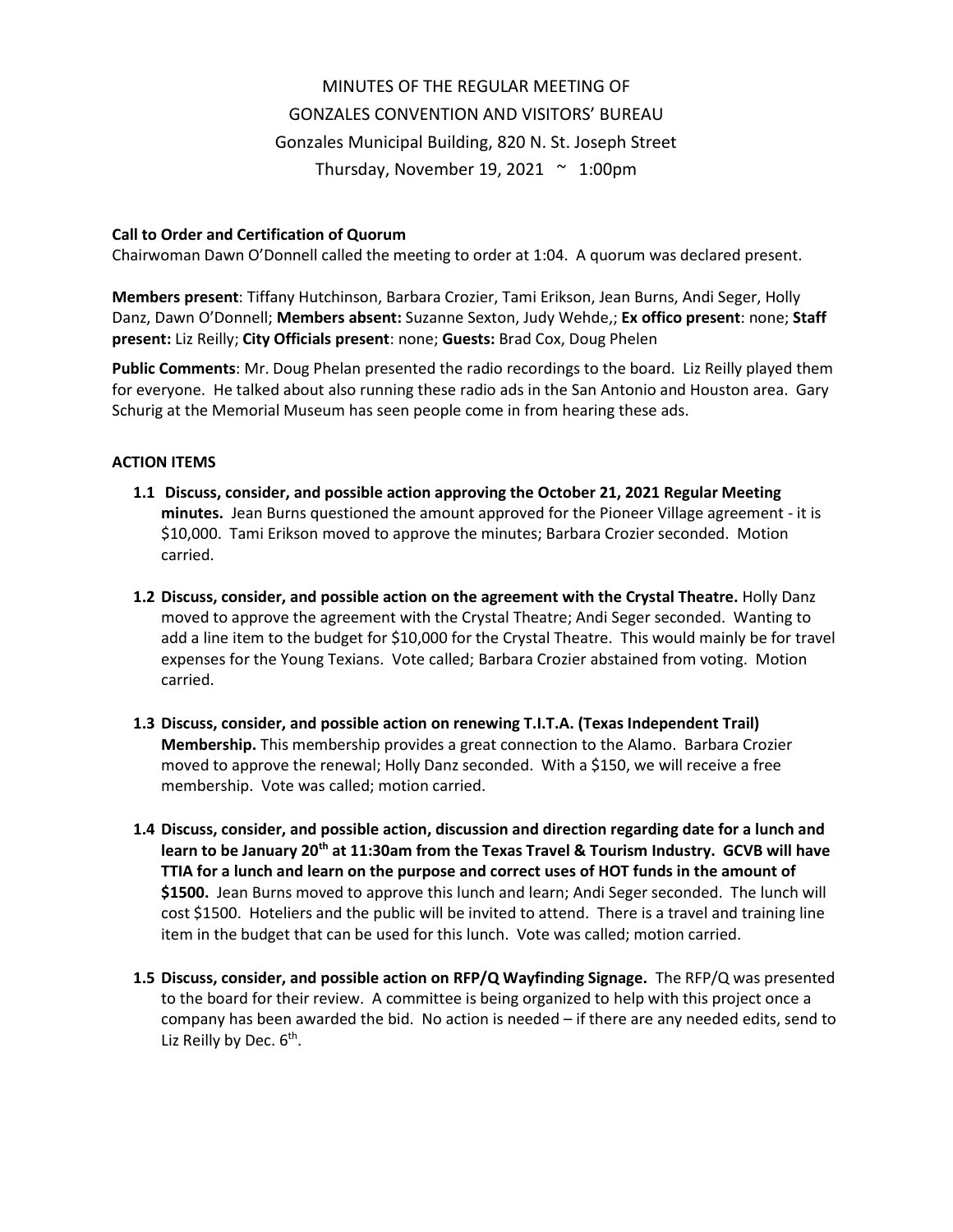# MINUTES OF THE REGULAR MEETING OF
# GONZALES CONVENTION AND VISITORS' BUREAU

Gonzales Municipal Building, 820 N. St. Joseph Street

Thursday, November 19, 2021 ~ 1:00pm

**Call to Order and Certification of Quorum**

Chairwoman Dawn O'Donnell called the meeting to order at 1:04. A quorum was declared present.

**Members present**: Tiffany Hutchinson, Barbara Crozier, Tami Erikson, Jean Burns, Andi Seger, Holly Danz, Dawn O'Donnell; **Members absent:** Suzanne Sexton, Judy Wehde,; **Ex offico present**: none; **Staff present:** Liz Reilly; **City Officials present**: none; **Guests:** Brad Cox, Doug Phelen

**Public Comments**: Mr. Doug Phelan presented the radio recordings to the board. Liz Reilly played them for everyone. He talked about also running these radio ads in the San Antonio and Houston area. Gary Schurig at the Memorial Museum has seen people come in from hearing these ads.

**ACTION ITEMS**

**1.1 Discuss, consider, and possible action approving the October 21, 2021 Regular Meeting minutes.** Jean Burns questioned the amount approved for the Pioneer Village agreement - it is $10,000. Tami Erikson moved to approve the minutes; Barbara Crozier seconded. Motion carried.

**1.2 Discuss, consider, and possible action on the agreement with the Crystal Theatre.** Holly Danz moved to approve the agreement with the Crystal Theatre; Andi Seger seconded. Wanting to add a line item to the budget for $10,000 for the Crystal Theatre. This would mainly be for travel expenses for the Young Texians. Vote called; Barbara Crozier abstained from voting. Motion carried.

**1.3 Discuss, consider, and possible action on renewing T.I.T.A. (Texas Independent Trail) Membership.** This membership provides a great connection to the Alamo. Barbara Crozier moved to approve the renewal; Holly Danz seconded. With a $150, we will receive a free membership. Vote was called; motion carried.

**1.4 Discuss, consider, and possible action, discussion and direction regarding date for a lunch and learn to be January 20th at 11:30am from the Texas Travel & Tourism Industry. GCVB will have TTIA for a lunch and learn on the purpose and correct uses of HOT funds in the amount of $1500.** Jean Burns moved to approve this lunch and learn; Andi Seger seconded. The lunch will cost $1500. Hoteliers and the public will be invited to attend. There is a travel and training line item in the budget that can be used for this lunch. Vote was called; motion carried.

**1.5 Discuss, consider, and possible action on RFP/Q Wayfinding Signage.** The RFP/Q was presented to the board for their review. A committee is being organized to help with this project once a company has been awarded the bid. No action is needed – if there are any needed edits, send to Liz Reilly by Dec. 6th.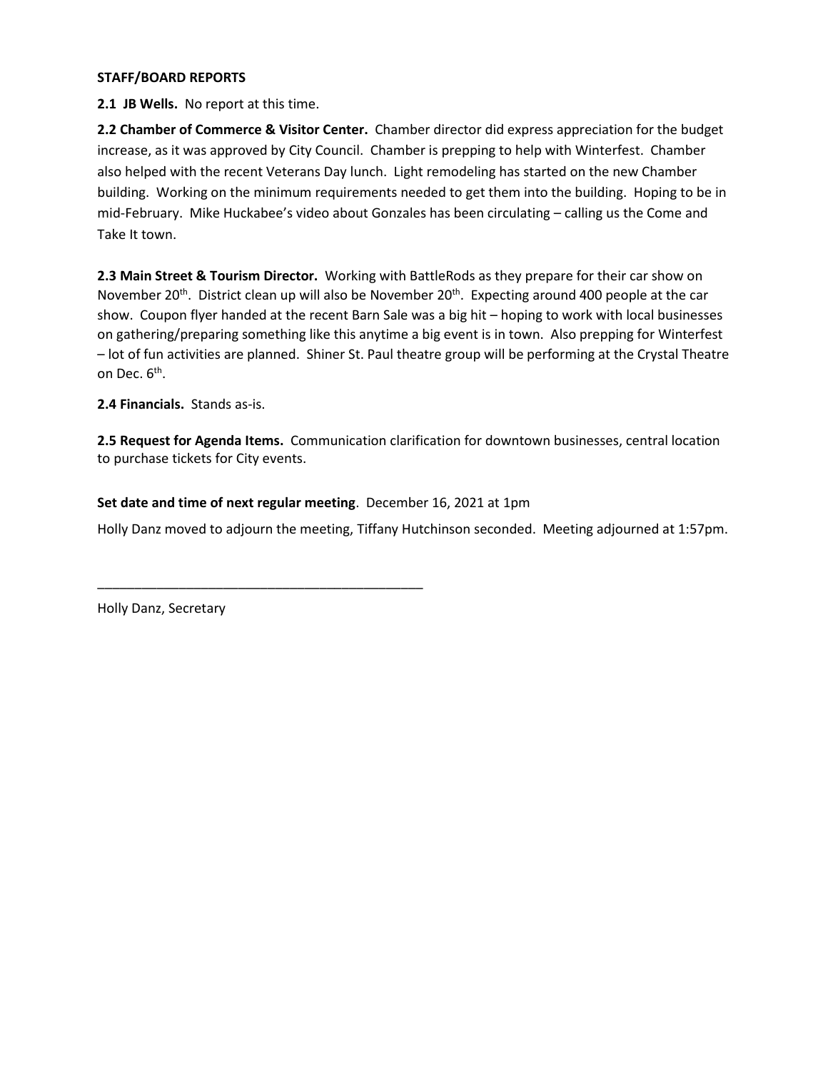**STAFF/BOARD REPORTS**

**2.1 JB Wells.** No report at this time.

**2.2 Chamber of Commerce & Visitor Center.** Chamber director did express appreciation for the budget increase, as it was approved by City Council. Chamber is prepping to help with Winterfest. Chamber also helped with the recent Veterans Day lunch. Light remodeling has started on the new Chamber building. Working on the minimum requirements needed to get them into the building. Hoping to be in mid-February. Mike Huckabee's video about Gonzales has been circulating – calling us the Come and Take It town.

**2.3 Main Street & Tourism Director.** Working with BattleRods as they prepare for their car show on November 20th. District clean up will also be November 20th. Expecting around 400 people at the car show. Coupon flyer handed at the recent Barn Sale was a big hit – hoping to work with local businesses on gathering/preparing something like this anytime a big event is in town. Also prepping for Winterfest – lot of fun activities are planned. Shiner St. Paul theatre group will be performing at the Crystal Theatre on Dec. 6th.

**2.4 Financials.** Stands as-is.

**2.5 Request for Agenda Items.** Communication clarification for downtown businesses, central location to purchase tickets for City events.

**Set date and time of next regular meeting**. December 16, 2021 at 1pm

Holly Danz moved to adjourn the meeting, Tiffany Hutchinson seconded. Meeting adjourned at 1:57pm.

______________________________________________

Holly Danz, Secretary